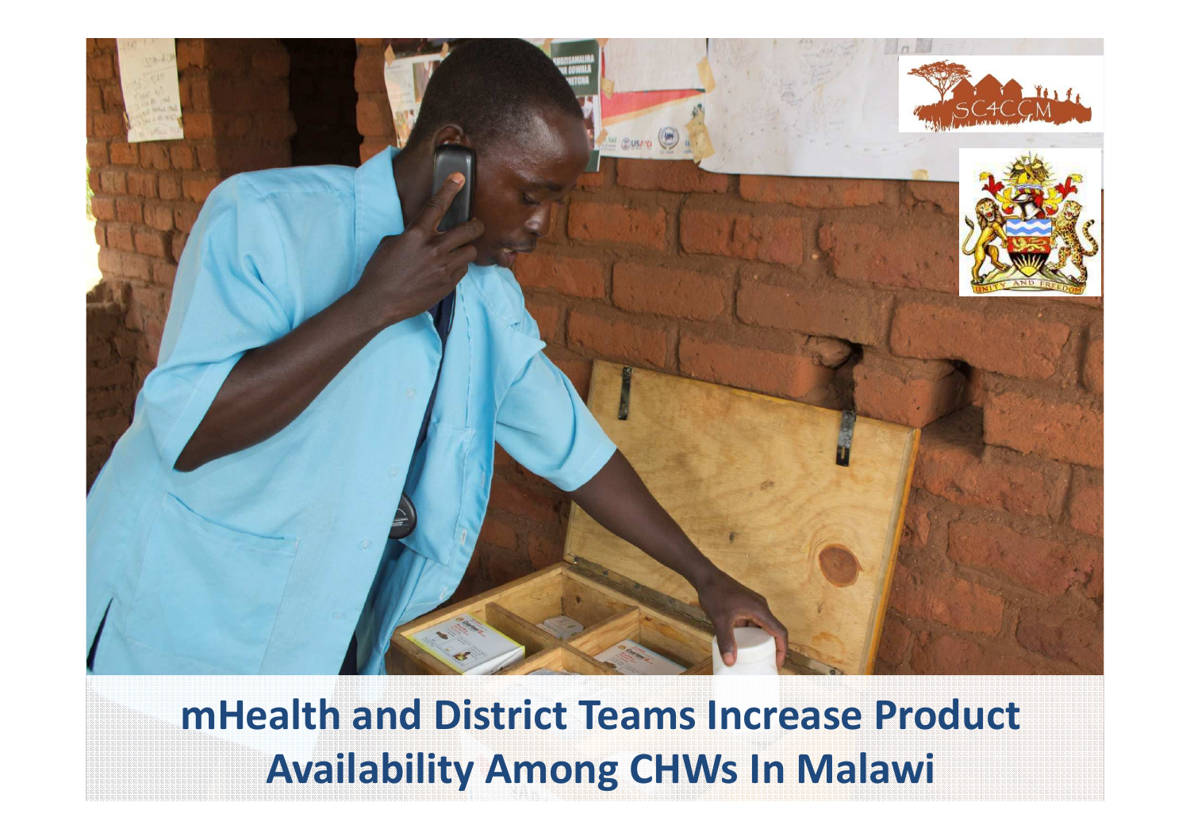# mHealth and District Teams Increase Product Availability Among CHWs In Malawi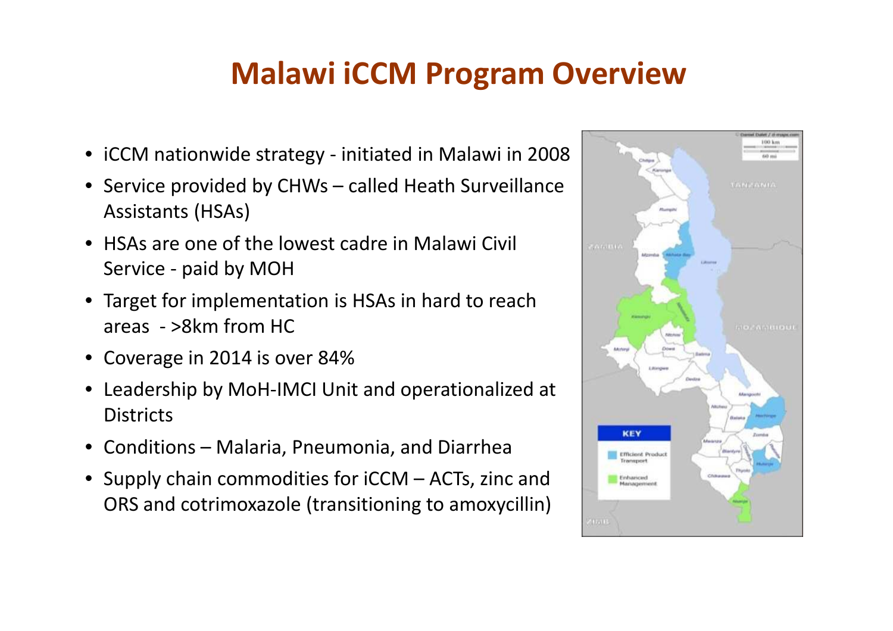# Malawi iCCM Program Overview

- iCCM nationwide strategy - initiated in Malawi in 2008
- Service provided by CHWs – called Heath Surveillance Assistants (HSAs)
- HSAs are one of the lowest cadre in Malawi Civil Service - paid by MOH
- Target for implementation is HSAs in hard to reach areas - >8km from HC
- Coverage in 2014 is over 84%
- Leadership by MoH-IMCI Unit and operationalized at Districts
- Conditions – Malaria, Pneumonia, and Diarrhea
- Supply chain commodities for iCCM – ACTs, zinc and ORS and cotrimoxazole (transitioning to amoxycillin)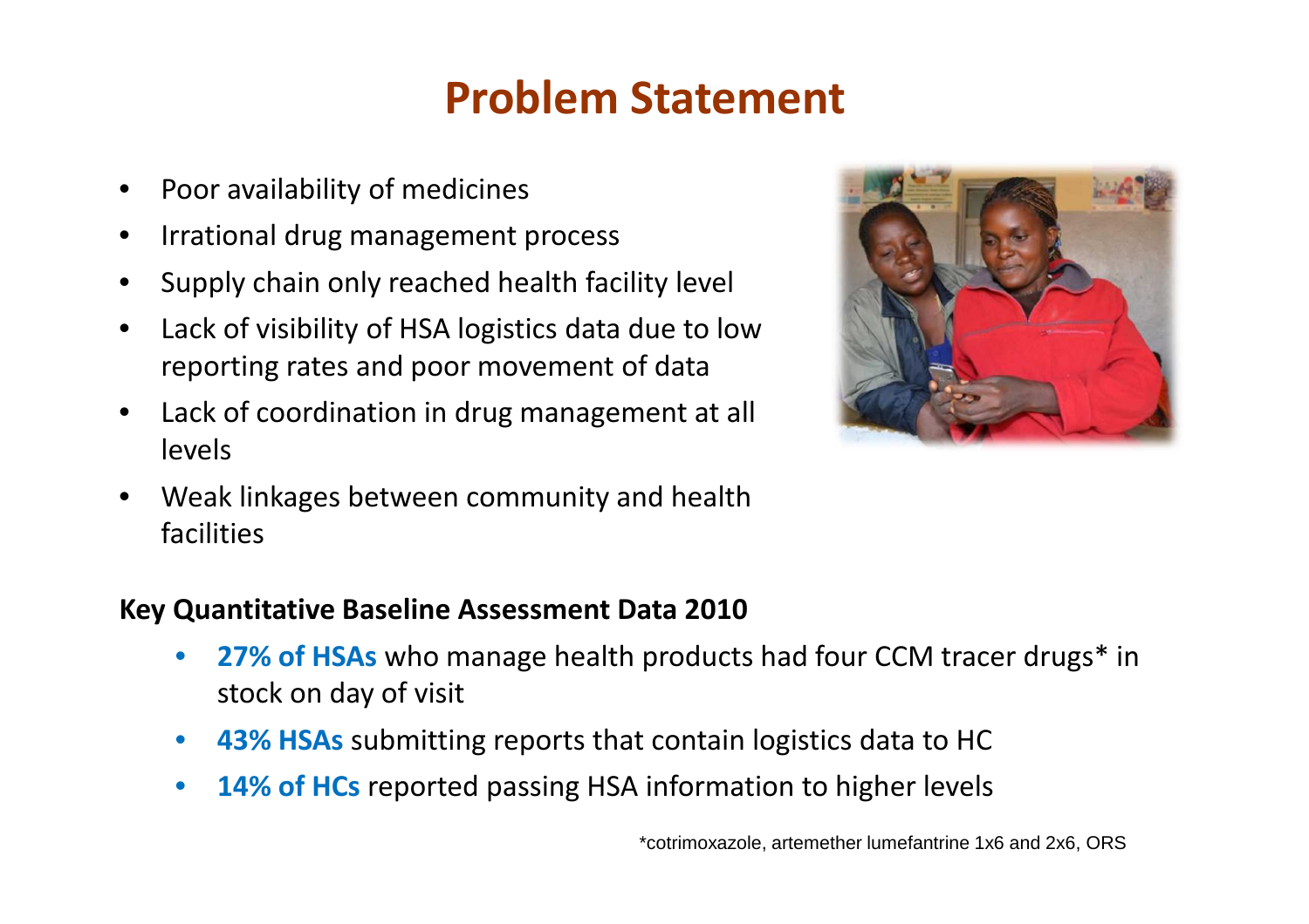# Problem Statement

- Poor availability of medicines
- Irrational drug management process
- Supply chain only reached health facility level
- Lack of visibility of HSA logistics data due to low reporting rates and poor movement of data
- Lack of coordination in drug management at all levels
- Weak linkages between community and health facilities

**Key Quantitative Baseline Assessment Data 2010**

- **27% of HSAs** who manage health products had four CCM tracer drugs* in stock on day of visit
- **43% HSAs** submitting reports that contain logistics data to HC
- **14% of HCs** reported passing HSA information to higher levels

*cotrimoxazole, artemether lumefantrine 1x6 and 2x6, ORS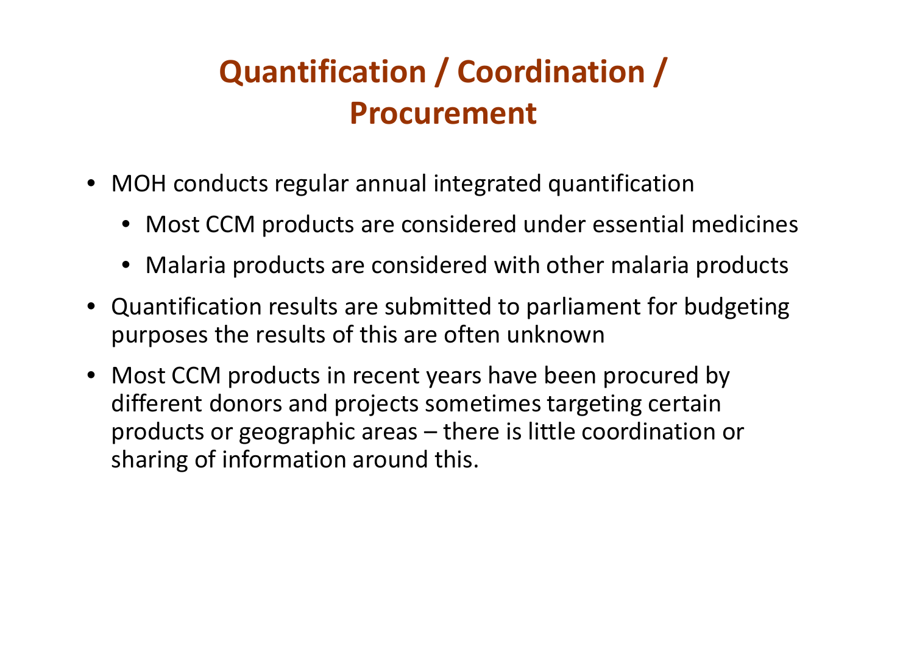# Quantification / Coordination / Procurement

- MOH conducts regular annual integrated quantification
  - Most CCM products are considered under essential medicines
  - Malaria products are considered with other malaria products
- Quantification results are submitted to parliament for budgeting purposes the results of this are often unknown
- Most CCM products in recent years have been procured by different donors and projects sometimes targeting certain products or geographic areas – there is little coordination or sharing of information around this.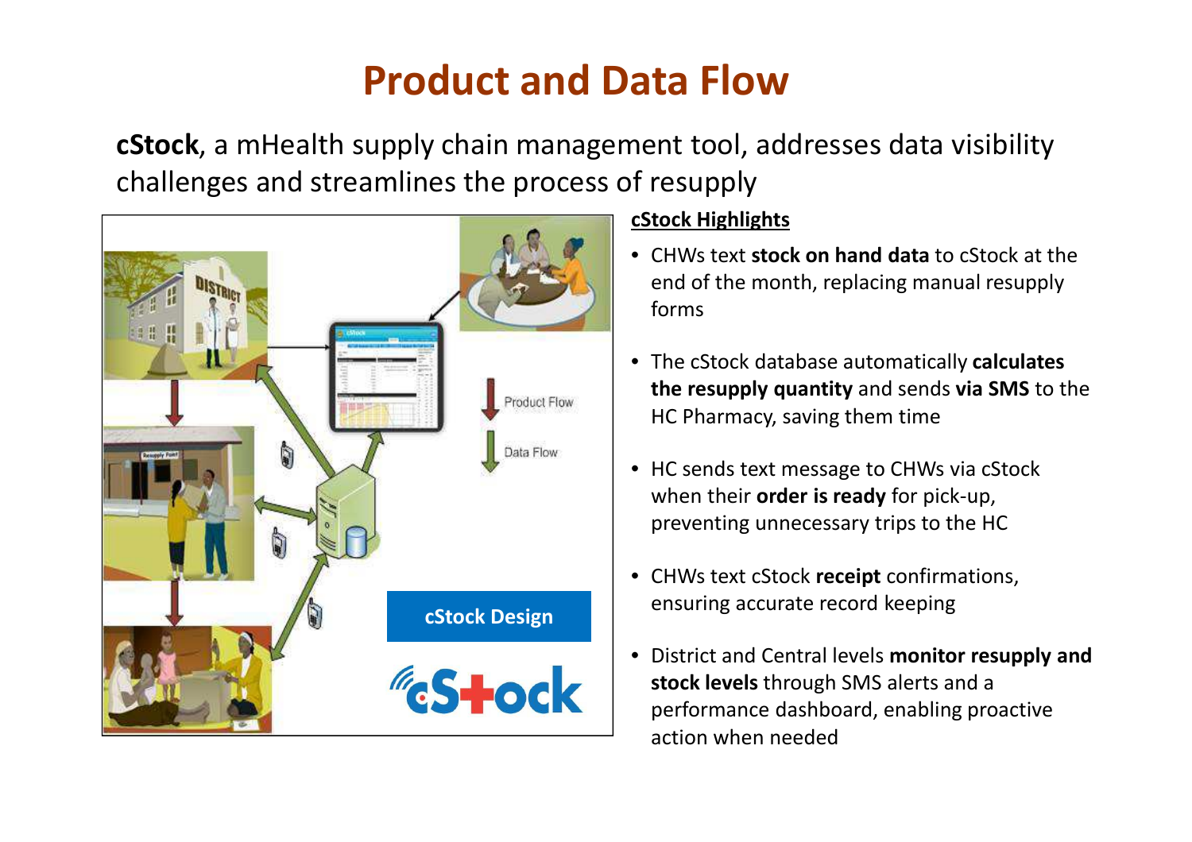# Product and Data Flow

**cStock**, a mHealth supply chain management tool, addresses data visibility challenges and streamlines the process of resupply

Product Flow

Data Flow

cStock Design

cStock

**cStock Highlights**

- CHWs text **stock on hand data** to cStock at the end of the month, replacing manual resupply forms
- The cStock database automatically **calculates the resupply quantity** and sends **via SMS** to the HC Pharmacy, saving them time
- HC sends text message to CHWs via cStock when their **order is ready** for pick-up, preventing unnecessary trips to the HC
- CHWs text cStock **receipt** confirmations, ensuring accurate record keeping
- District and Central levels **monitor resupply and stock levels** through SMS alerts and a performance dashboard, enabling proactive action when needed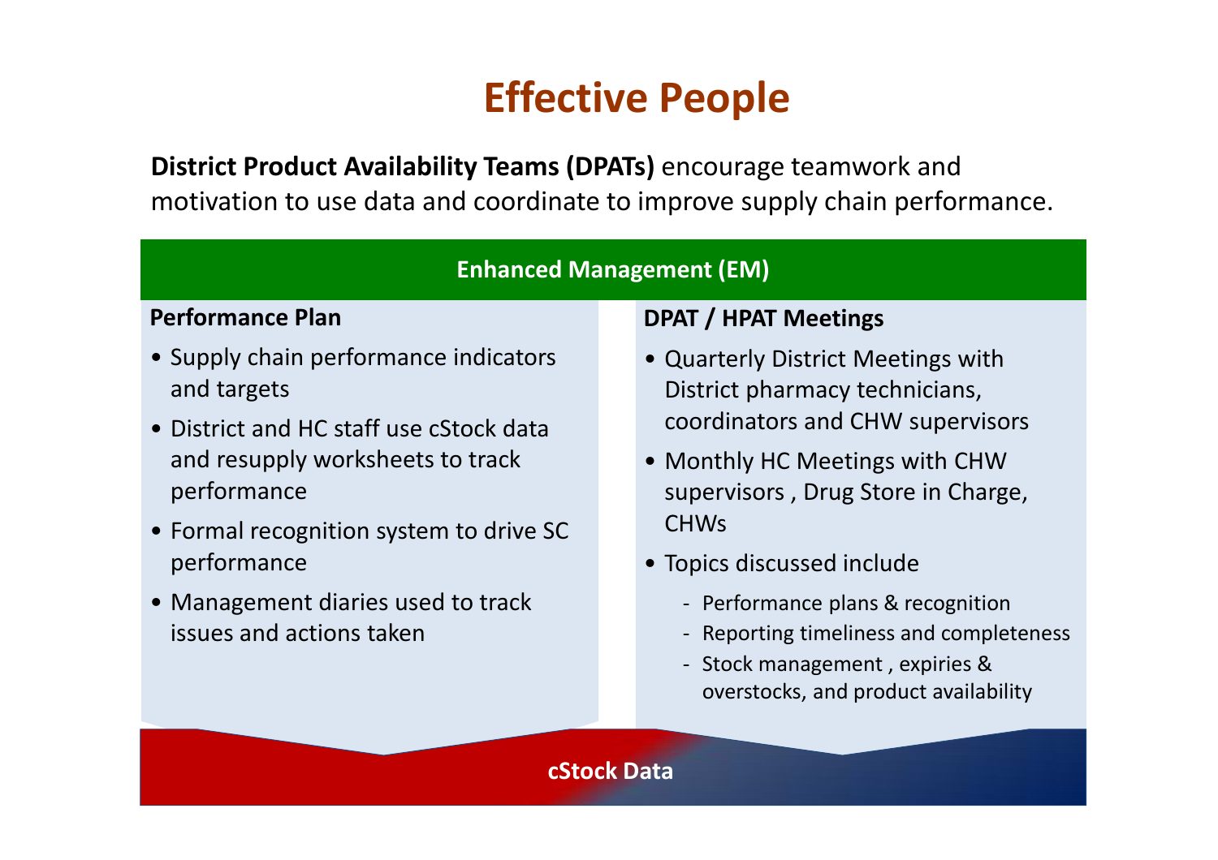# Effective People

**District Product Availability Teams (DPATs)** encourage teamwork and motivation to use data and coordinate to improve supply chain performance.

## Enhanced Management (EM)

### Performance Plan

- Supply chain performance indicators and targets
- District and HC staff use cStock data and resupply worksheets to track performance
- Formal recognition system to drive SC performance
- Management diaries used to track issues and actions taken

### DPAT / HPAT Meetings

- Quarterly District Meetings with District pharmacy technicians, coordinators and CHW supervisors
- Monthly HC Meetings with CHW supervisors , Drug Store in Charge, CHWs
- Topics discussed include
  - Performance plans & recognition
  - Reporting timeliness and completeness
  - Stock management , expiries & overstocks, and product availability

**cStock Data**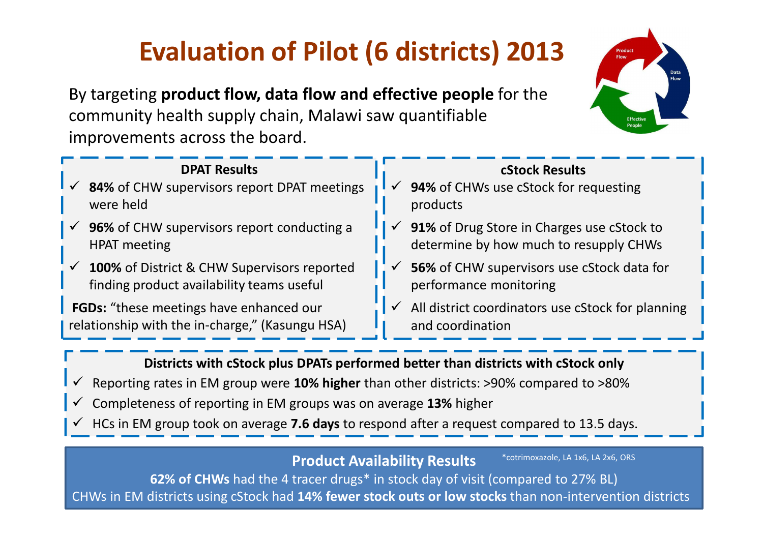# Evaluation of Pilot (6 districts) 2013

By targeting **product flow, data flow and effective people** for the community health supply chain, Malawi saw quantifiable improvements across the board.

Product Flow · Data Flow · Effective People

### DPAT Results

- ✓ **84%** of CHW supervisors report DPAT meetings were held
- ✓ **96%** of CHW supervisors report conducting a HPAT meeting
- ✓ **100%** of District & CHW Supervisors reported finding product availability teams useful

**FGDs:** "these meetings have enhanced our relationship with the in-charge," (Kasungu HSA)

### cStock Results

- ✓ **94%** of CHWs use cStock for requesting products
- ✓ **91%** of Drug Store in Charges use cStock to determine by how much to resupply CHWs
- ✓ **56%** of CHW supervisors use cStock data for performance monitoring
- ✓ All district coordinators use cStock for planning and coordination

### Districts with cStock plus DPATs performed better than districts with cStock only

- ✓ Reporting rates in EM group were **10% higher** than other districts: >90% compared to >80%
- ✓ Completeness of reporting in EM groups was on average **13%** higher
- ✓ HCs in EM group took on average **7.6 days** to respond after a request compared to 13.5 days.

### Product Availability Results

*cotrimoxazole, LA 1x6, LA 2x6, ORS

**62% of CHWs** had the 4 tracer drugs* in stock day of visit (compared to 27% BL)

CHWs in EM districts using cStock had **14% fewer stock outs or low stocks** than non-intervention districts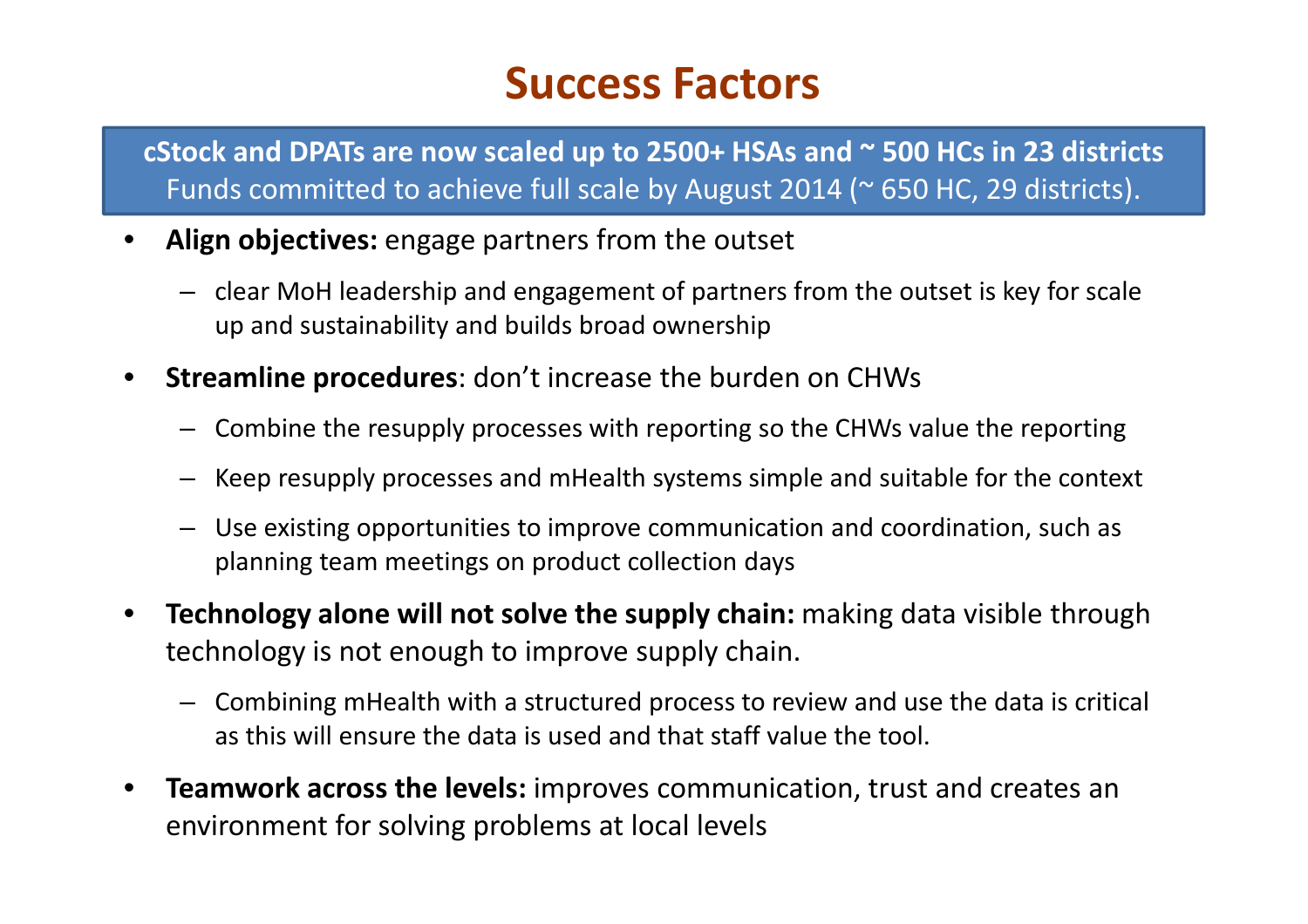# Success Factors

**cStock and DPATs are now scaled up to 2500+ HSAs and ~ 500 HCs in 23 districts**
Funds committed to achieve full scale by August 2014 (~ 650 HC, 29 districts).

- **Align objectives:** engage partners from the outset
  - clear MoH leadership and engagement of partners from the outset is key for scale up and sustainability and builds broad ownership
- **Streamline procedures**: don't increase the burden on CHWs
  - Combine the resupply processes with reporting so the CHWs value the reporting
  - Keep resupply processes and mHealth systems simple and suitable for the context
  - Use existing opportunities to improve communication and coordination, such as planning team meetings on product collection days
- **Technology alone will not solve the supply chain:** making data visible through technology is not enough to improve supply chain.
  - Combining mHealth with a structured process to review and use the data is critical as this will ensure the data is used and that staff value the tool.
- **Teamwork across the levels:** improves communication, trust and creates an environment for solving problems at local levels